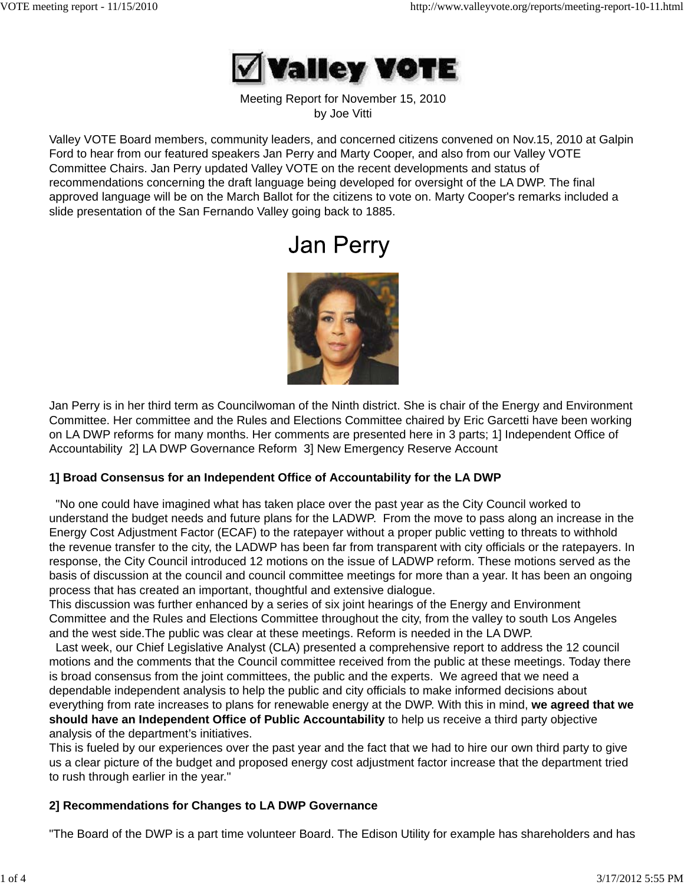# Valley VOTE

Meeting Report for November 15, 2010
by Joe Vitti

Valley VOTE Board members, community leaders, and concerned citizens convened on Nov.15, 2010 at Galpin Ford to hear from our featured speakers Jan Perry and Marty Cooper, and also from our Valley VOTE Committee Chairs. Jan Perry updated Valley VOTE on the recent developments and status of recommendations concerning the draft language being developed for oversight of the LA DWP. The final approved language will be on the March Ballot for the citizens to vote on. Marty Cooper's remarks included a slide presentation of the San Fernando Valley going back to 1885.

## Jan Perry

Jan Perry is in her third term as Councilwoman of the Ninth district. She is chair of the Energy and Environment Committee. Her committee and the Rules and Elections Committee chaired by Eric Garcetti have been working on LA DWP reforms for many months. Her comments are presented here in 3 parts; 1] Independent Office of Accountability 2] LA DWP Governance Reform 3] New Emergency Reserve Account

**1] Broad Consensus for an Independent Office of Accountability for the LA DWP**

"No one could have imagined what has taken place over the past year as the City Council worked to understand the budget needs and future plans for the LADWP. From the move to pass along an increase in the Energy Cost Adjustment Factor (ECAF) to the ratepayer without a proper public vetting to threats to withhold the revenue transfer to the city, the LADWP has been far from transparent with city officials or the ratepayers. In response, the City Council introduced 12 motions on the issue of LADWP reform. These motions served as the basis of discussion at the council and council committee meetings for more than a year. It has been an ongoing process that has created an important, thoughtful and extensive dialogue.
This discussion was further enhanced by a series of six joint hearings of the Energy and Environment Committee and the Rules and Elections Committee throughout the city, from the valley to south Los Angeles and the west side.The public was clear at these meetings. Reform is needed in the LA DWP.
Last week, our Chief Legislative Analyst (CLA) presented a comprehensive report to address the 12 council motions and the comments that the Council committee received from the public at these meetings. Today there is broad consensus from the joint committees, the public and the experts. We agreed that we need a dependable independent analysis to help the public and city officials to make informed decisions about everything from rate increases to plans for renewable energy at the DWP. With this in mind, **we agreed that we should have an Independent Office of Public Accountability** to help us receive a third party objective analysis of the department's initiatives.
This is fueled by our experiences over the past year and the fact that we had to hire our own third party to give us a clear picture of the budget and proposed energy cost adjustment factor increase that the department tried to rush through earlier in the year."

**2] Recommendations for Changes to LA DWP Governance**

"The Board of the DWP is a part time volunteer Board. The Edison Utility for example has shareholders and has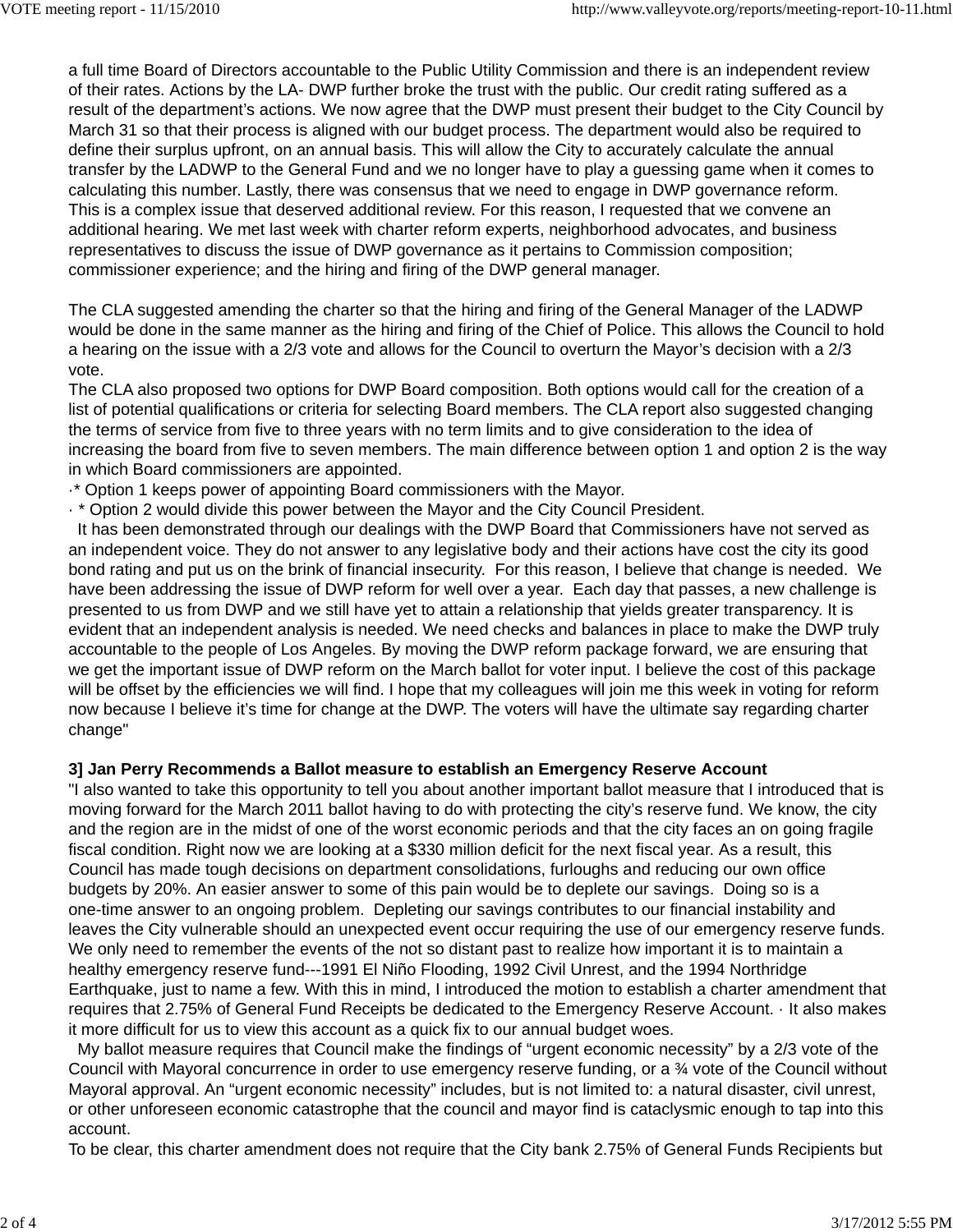a full time Board of Directors accountable to the Public Utility Commission and there is an independent review of their rates. Actions by the LA- DWP further broke the trust with the public. Our credit rating suffered as a result of the department's actions. We now agree that the DWP must present their budget to the City Council by March 31 so that their process is aligned with our budget process. The department would also be required to define their surplus upfront, on an annual basis. This will allow the City to accurately calculate the annual transfer by the LADWP to the General Fund and we no longer have to play a guessing game when it comes to calculating this number. Lastly, there was consensus that we need to engage in DWP governance reform. This is a complex issue that deserved additional review. For this reason, I requested that we convene an additional hearing. We met last week with charter reform experts, neighborhood advocates, and business representatives to discuss the issue of DWP governance as it pertains to Commission composition; commissioner experience; and the hiring and firing of the DWP general manager.

The CLA suggested amending the charter so that the hiring and firing of the General Manager of the LADWP would be done in the same manner as the hiring and firing of the Chief of Police. This allows the Council to hold a hearing on the issue with a 2/3 vote and allows for the Council to overturn the Mayor's decision with a 2/3 vote.

The CLA also proposed two options for DWP Board composition. Both options would call for the creation of a list of potential qualifications or criteria for selecting Board members. The CLA report also suggested changing the terms of service from five to three years with no term limits and to give consideration to the idea of increasing the board from five to seven members. The main difference between option 1 and option 2 is the way in which Board commissioners are appointed.

·* Option 1 keeps power of appointing Board commissioners with the Mayor.

· * Option 2 would divide this power between the Mayor and the City Council President.

It has been demonstrated through our dealings with the DWP Board that Commissioners have not served as an independent voice. They do not answer to any legislative body and their actions have cost the city its good bond rating and put us on the brink of financial insecurity. For this reason, I believe that change is needed. We have been addressing the issue of DWP reform for well over a year. Each day that passes, a new challenge is presented to us from DWP and we still have yet to attain a relationship that yields greater transparency. It is evident that an independent analysis is needed. We need checks and balances in place to make the DWP truly accountable to the people of Los Angeles. By moving the DWP reform package forward, we are ensuring that we get the important issue of DWP reform on the March ballot for voter input. I believe the cost of this package will be offset by the efficiencies we will find. I hope that my colleagues will join me this week in voting for reform now because I believe it's time for change at the DWP. The voters will have the ultimate say regarding charter change"

**3] Jan Perry Recommends a Ballot measure to establish an Emergency Reserve Account**

"I also wanted to take this opportunity to tell you about another important ballot measure that I introduced that is moving forward for the March 2011 ballot having to do with protecting the city's reserve fund. We know, the city and the region are in the midst of one of the worst economic periods and that the city faces an on going fragile fiscal condition. Right now we are looking at a $330 million deficit for the next fiscal year. As a result, this Council has made tough decisions on department consolidations, furloughs and reducing our own office budgets by 20%. An easier answer to some of this pain would be to deplete our savings. Doing so is a one-time answer to an ongoing problem. Depleting our savings contributes to our financial instability and leaves the City vulnerable should an unexpected event occur requiring the use of our emergency reserve funds. We only need to remember the events of the not so distant past to realize how important it is to maintain a healthy emergency reserve fund---1991 El Niño Flooding, 1992 Civil Unrest, and the 1994 Northridge Earthquake, just to name a few. With this in mind, I introduced the motion to establish a charter amendment that requires that 2.75% of General Fund Receipts be dedicated to the Emergency Reserve Account. · It also makes it more difficult for us to view this account as a quick fix to our annual budget woes.

My ballot measure requires that Council make the findings of "urgent economic necessity" by a 2/3 vote of the Council with Mayoral concurrence in order to use emergency reserve funding, or a ¾ vote of the Council without Mayoral approval. An "urgent economic necessity" includes, but is not limited to: a natural disaster, civil unrest, or other unforeseen economic catastrophe that the council and mayor find is cataclysmic enough to tap into this account.

To be clear, this charter amendment does not require that the City bank 2.75% of General Funds Recipients but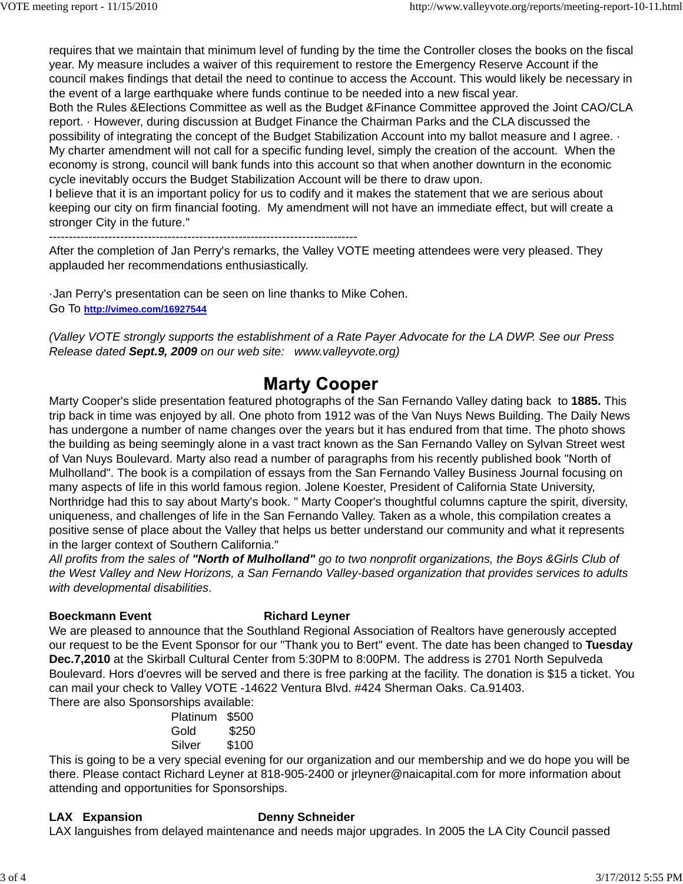requires that we maintain that minimum level of funding by the time the Controller closes the books on the fiscal year. My measure includes a waiver of this requirement to restore the Emergency Reserve Account if the council makes findings that detail the need to continue to access the Account. This would likely be necessary in the event of a large earthquake where funds continue to be needed into a new fiscal year.
Both the Rules &Elections Committee as well as the Budget &Finance Committee approved the Joint CAO/CLA report. · However, during discussion at Budget Finance the Chairman Parks and the CLA discussed the possibility of integrating the concept of the Budget Stabilization Account into my ballot measure and I agree. · My charter amendment will not call for a specific funding level, simply the creation of the account. When the economy is strong, council will bank funds into this account so that when another downturn in the economic cycle inevitably occurs the Budget Stabilization Account will be there to draw upon.
I believe that it is an important policy for us to codify and it makes the statement that we are serious about keeping our city on firm financial footing. My amendment will not have an immediate effect, but will create a stronger City in the future."
--------------------------------------------------------------------------------
After the completion of Jan Perry's remarks, the Valley VOTE meeting attendees were very pleased. They applauded her recommendations enthusiastically.

·Jan Perry's presentation can be seen on line thanks to Mike Cohen.
Go To **http://vimeo.com/16927544**

*(Valley VOTE strongly supports the establishment of a Rate Payer Advocate for the LA DWP. See our Press Release dated **Sept.9, 2009** on our web site: www.valleyvote.org)*

## Marty Cooper

Marty Cooper's slide presentation featured photographs of the San Fernando Valley dating back to **1885.** This trip back in time was enjoyed by all. One photo from 1912 was of the Van Nuys News Building. The Daily News has undergone a number of name changes over the years but it has endured from that time. The photo shows the building as being seemingly alone in a vast tract known as the San Fernando Valley on Sylvan Street west of Van Nuys Boulevard. Marty also read a number of paragraphs from his recently published book "North of Mulholland". The book is a compilation of essays from the San Fernando Valley Business Journal focusing on many aspects of life in this world famous region. Jolene Koester, President of California State University, Northridge had this to say about Marty's book. " Marty Cooper's thoughtful columns capture the spirit, diversity, uniqueness, and challenges of life in the San Fernando Valley. Taken as a whole, this compilation creates a positive sense of place about the Valley that helps us better understand our community and what it represents in the larger context of Southern California."
*All profits from the sales of **"North of Mulholland"** go to two nonprofit organizations, the Boys &Girls Club of the West Valley and New Horizons, a San Fernando Valley-based organization that provides services to adults with developmental disabilities*.

**Boeckmann Event** **Richard Leyner**
We are pleased to announce that the Southland Regional Association of Realtors have generously accepted our request to be the Event Sponsor for our "Thank you to Bert" event. The date has been changed to **Tuesday Dec.7,2010** at the Skirball Cultural Center from 5:30PM to 8:00PM. The address is 2701 North Sepulveda Boulevard. Hors d'oevres will be served and there is free parking at the facility. The donation is $15 a ticket. You can mail your check to Valley VOTE -14622 Ventura Blvd. #424 Sherman Oaks. Ca.91403.
There are also Sponsorships available:

Platinum $500
Gold $250
Silver $100

This is going to be a very special evening for our organization and our membership and we do hope you will be there. Please contact Richard Leyner at 818-905-2400 or jrleyner@naicapital.com for more information about attending and opportunities for Sponsorships.

**LAX Expansion** **Denny Schneider**
LAX languishes from delayed maintenance and needs major upgrades. In 2005 the LA City Council passed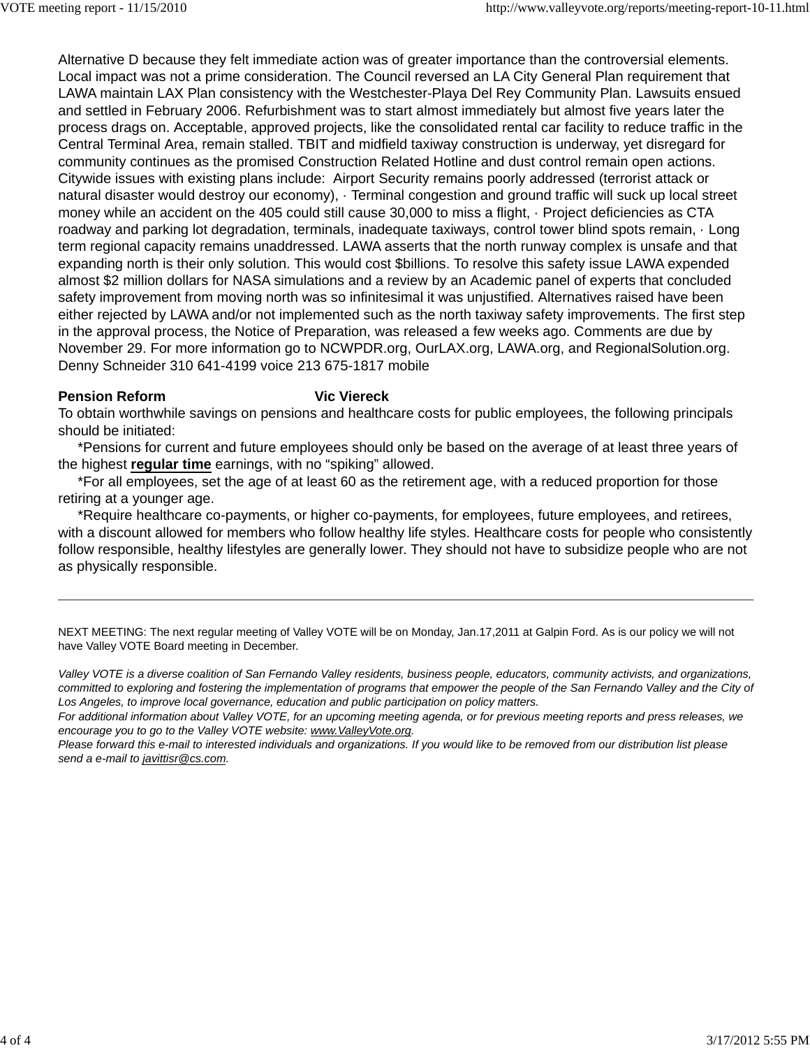Alternative D because they felt immediate action was of greater importance than the controversial elements. Local impact was not a prime consideration. The Council reversed an LA City General Plan requirement that LAWA maintain LAX Plan consistency with the Westchester-Playa Del Rey Community Plan. Lawsuits ensued and settled in February 2006. Refurbishment was to start almost immediately but almost five years later the process drags on. Acceptable, approved projects, like the consolidated rental car facility to reduce traffic in the Central Terminal Area, remain stalled. TBIT and midfield taxiway construction is underway, yet disregard for community continues as the promised Construction Related Hotline and dust control remain open actions. Citywide issues with existing plans include:  Airport Security remains poorly addressed (terrorist attack or natural disaster would destroy our economy), · Terminal congestion and ground traffic will suck up local street money while an accident on the 405 could still cause 30,000 to miss a flight, · Project deficiencies as CTA roadway and parking lot degradation, terminals, inadequate taxiways, control tower blind spots remain, · Long term regional capacity remains unaddressed. LAWA asserts that the north runway complex is unsafe and that expanding north is their only solution. This would cost $billions. To resolve this safety issue LAWA expended almost $2 million dollars for NASA simulations and a review by an Academic panel of experts that concluded safety improvement from moving north was so infinitesimal it was unjustified. Alternatives raised have been either rejected by LAWA and/or not implemented such as the north taxiway safety improvements. The first step in the approval process, the Notice of Preparation, was released a few weeks ago. Comments are due by November 29. For more information go to NCWPDR.org, OurLAX.org, LAWA.org, and RegionalSolution.org. Denny Schneider 310 641-4199 voice 213 675-1817 mobile

**Pension Reform** **Vic Viereck**

To obtain worthwhile savings on pensions and healthcare costs for public employees, the following principals should be initiated:

*Pensions for current and future employees should only be based on the average of at least three years of the highest **regular time** earnings, with no "spiking" allowed.

*For all employees, set the age of at least 60 as the retirement age, with a reduced proportion for those retiring at a younger age.

*Require healthcare co-payments, or higher co-payments, for employees, future employees, and retirees, with a discount allowed for members who follow healthy life styles. Healthcare costs for people who consistently follow responsible, healthy lifestyles are generally lower. They should not have to subsidize people who are not as physically responsible.

---

NEXT MEETING: The next regular meeting of Valley VOTE will be on Monday, Jan.17,2011 at Galpin Ford. As is our policy we will not have Valley VOTE Board meeting in December.

*Valley VOTE is a diverse coalition of San Fernando Valley residents, business people, educators, community activists, and organizations, committed to exploring and fostering the implementation of programs that empower the people of the San Fernando Valley and the City of Los Angeles, to improve local governance, education and public participation on policy matters.*

*For additional information about Valley VOTE, for an upcoming meeting agenda, or for previous meeting reports and press releases, we encourage you to go to the Valley VOTE website: www.ValleyVote.org.*

*Please forward this e-mail to interested individuals and organizations. If you would like to be removed from our distribution list please send a e-mail to javittisr@cs.com.*